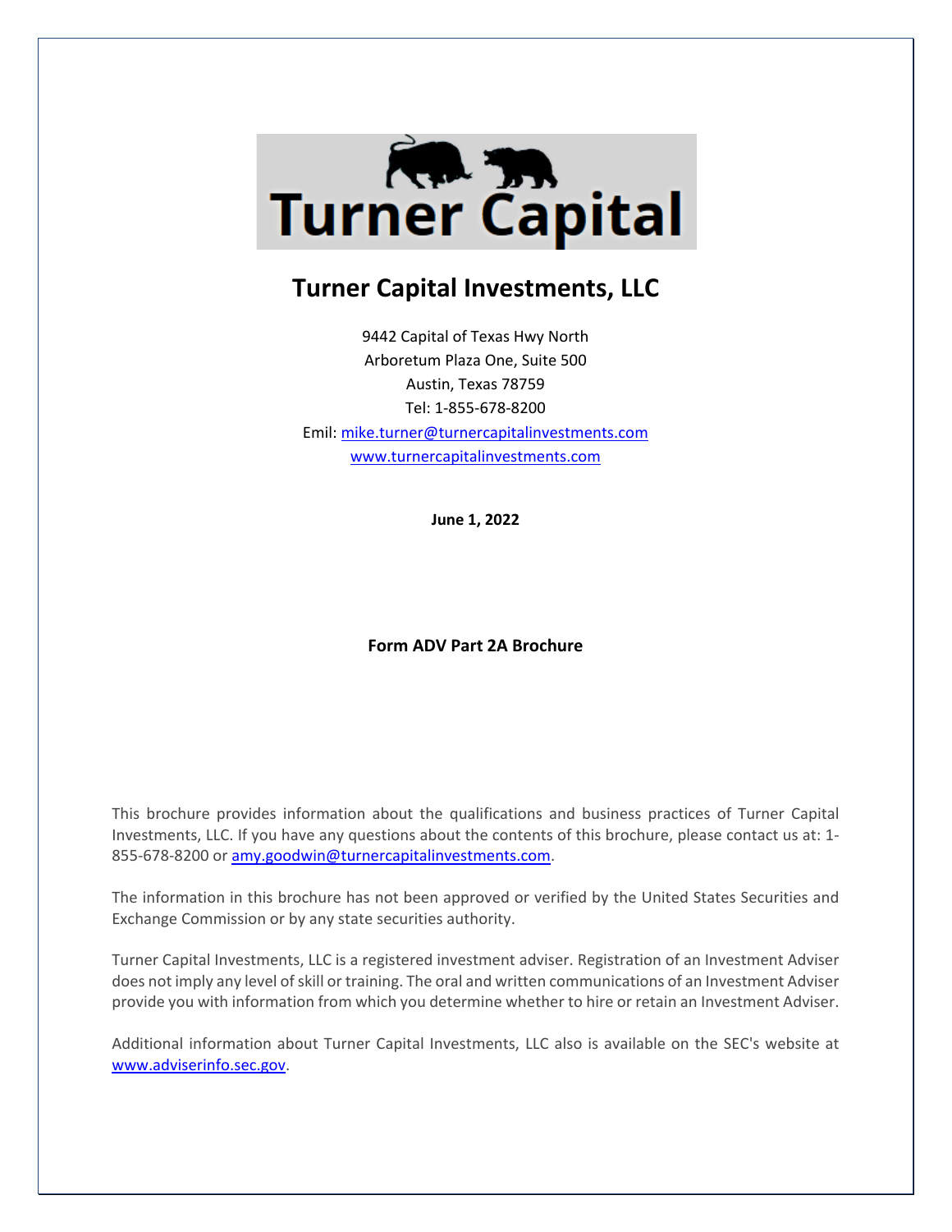# Turner Capital Investments, LLC

9442 Capital of Texas Hwy North
Arboretum Plaza One, Suite 500
Austin, Texas 78759
Tel: 1-855-678-8200
Emil: mike.turner@turnercapitalinvestments.com
www.turnercapitalinvestments.com

**June 1, 2022**

**Form ADV Part 2A Brochure**

This brochure provides information about the qualifications and business practices of Turner Capital Investments, LLC. If you have any questions about the contents of this brochure, please contact us at: 1-855-678-8200 or amy.goodwin@turnercapitalinvestments.com.

The information in this brochure has not been approved or verified by the United States Securities and Exchange Commission or by any state securities authority.

Turner Capital Investments, LLC is a registered investment adviser. Registration of an Investment Adviser does not imply any level of skill or training. The oral and written communications of an Investment Adviser provide you with information from which you determine whether to hire or retain an Investment Adviser.

Additional information about Turner Capital Investments, LLC also is available on the SEC's website at www.adviserinfo.sec.gov.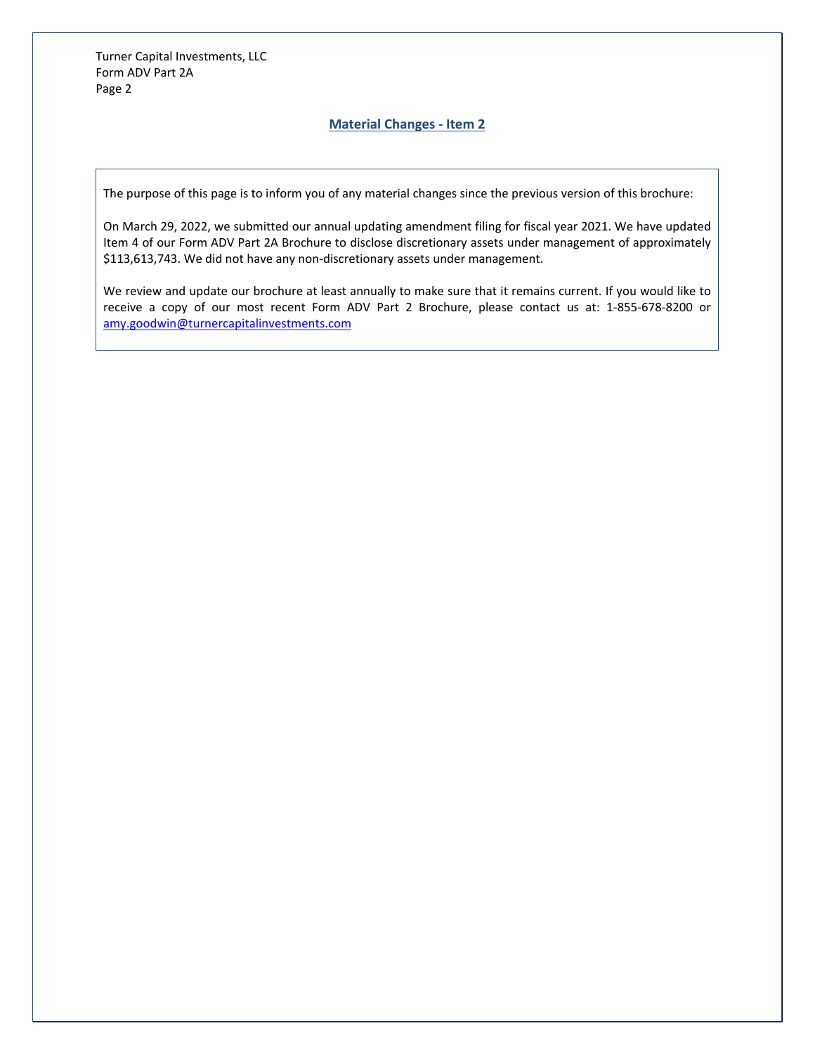## Material Changes - Item 2

The purpose of this page is to inform you of any material changes since the previous version of this brochure:

On March 29, 2022, we submitted our annual updating amendment filing for fiscal year 2021. We have updated Item 4 of our Form ADV Part 2A Brochure to disclose discretionary assets under management of approximately $113,613,743. We did not have any non-discretionary assets under management.

We review and update our brochure at least annually to make sure that it remains current. If you would like to receive a copy of our most recent Form ADV Part 2 Brochure, please contact us at: 1-855-678-8200 or amy.goodwin@turnercapitalinvestments.com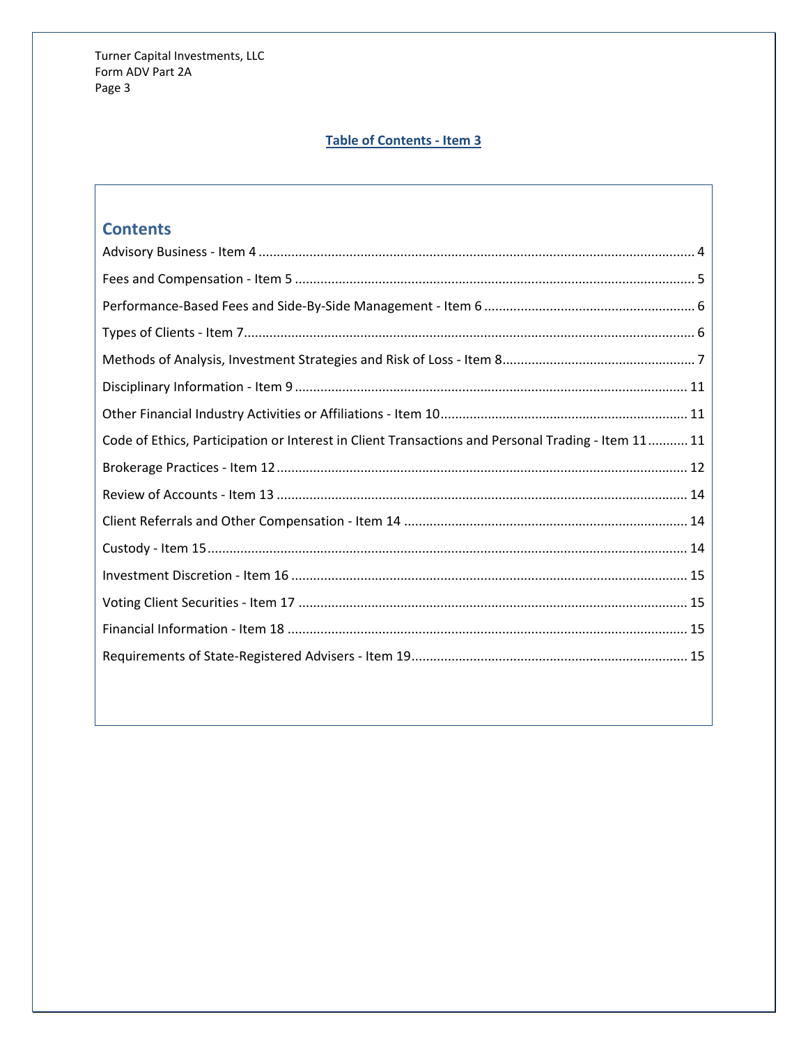## Table of Contents - Item 3

### Contents

Advisory Business - Item 4 ........................................................................................................................ 4

Fees and Compensation - Item 5 ................................................................................................................ 5

Performance-Based Fees and Side-By-Side Management - Item 6 ............................................................ 6

Types of Clients - Item 7.............................................................................................................................. 6

Methods of Analysis, Investment Strategies and Risk of Loss - Item 8...................................................... 7

Disciplinary Information - Item 9 .............................................................................................................. 11

Other Financial Industry Activities or Affiliations - Item 10..................................................................... 11

Code of Ethics, Participation or Interest in Client Transactions and Personal Trading - Item 11........... 11

Brokerage Practices - Item 12 ................................................................................................................... 12

Review of Accounts - Item 13 ................................................................................................................... 14

Client Referrals and Other Compensation - Item 14 ............................................................................... 14

Custody - Item 15...................................................................................................................................... 14

Investment Discretion - Item 16 ............................................................................................................... 15

Voting Client Securities - Item 17 ............................................................................................................. 15

Financial Information - Item 18 ................................................................................................................ 15

Requirements of State-Registered Advisers - Item 19.............................................................................. 15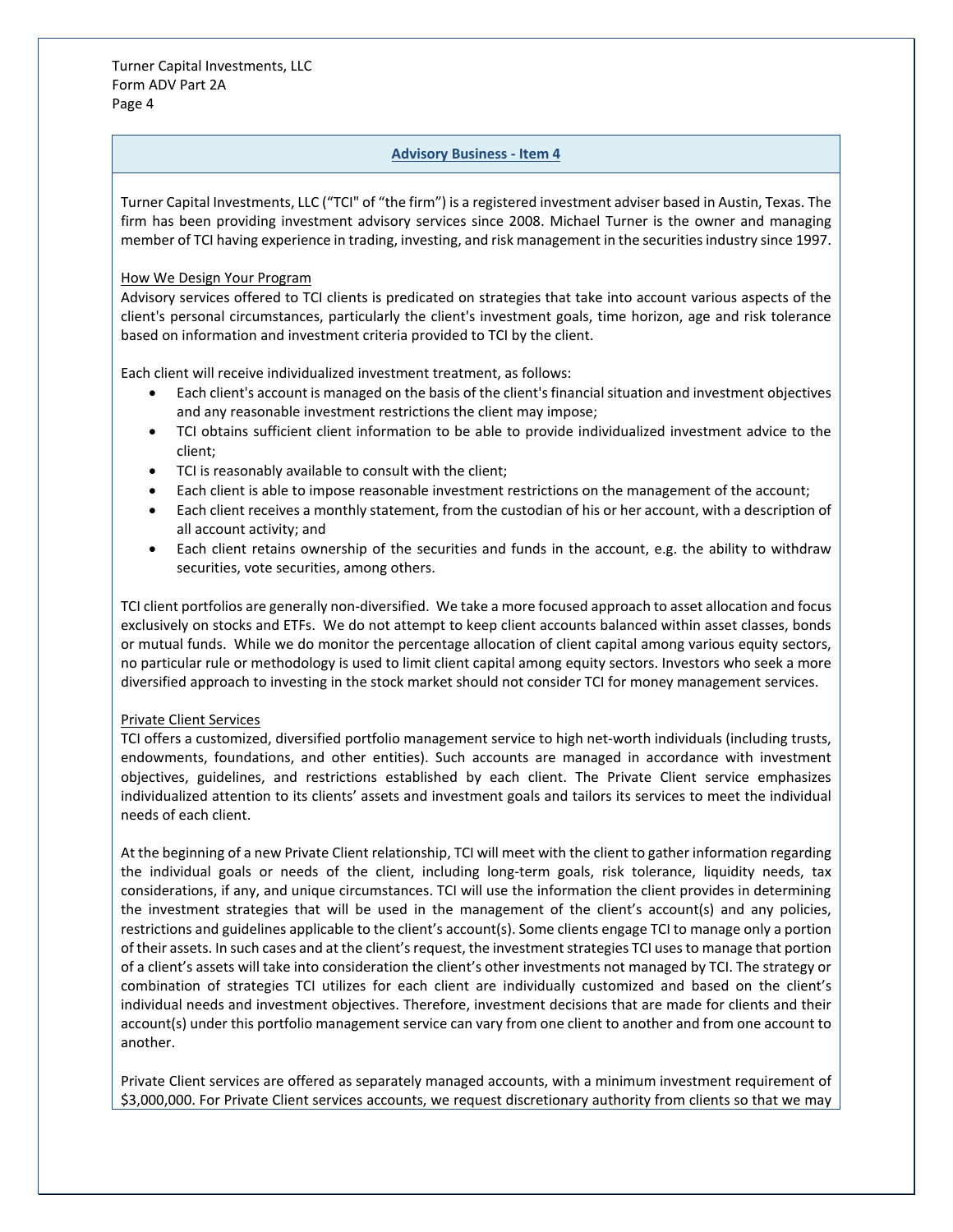## Advisory Business - Item 4

Turner Capital Investments, LLC ("TCI" of "the firm") is a registered investment adviser based in Austin, Texas. The firm has been providing investment advisory services since 2008. Michael Turner is the owner and managing member of TCI having experience in trading, investing, and risk management in the securities industry since 1997.

How We Design Your Program

Advisory services offered to TCI clients is predicated on strategies that take into account various aspects of the client's personal circumstances, particularly the client's investment goals, time horizon, age and risk tolerance based on information and investment criteria provided to TCI by the client.

Each client will receive individualized investment treatment, as follows:

- Each client's account is managed on the basis of the client's financial situation and investment objectives and any reasonable investment restrictions the client may impose;
- TCI obtains sufficient client information to be able to provide individualized investment advice to the client;
- TCI is reasonably available to consult with the client;
- Each client is able to impose reasonable investment restrictions on the management of the account;
- Each client receives a monthly statement, from the custodian of his or her account, with a description of all account activity; and
- Each client retains ownership of the securities and funds in the account, e.g. the ability to withdraw securities, vote securities, among others.

TCI client portfolios are generally non-diversified. We take a more focused approach to asset allocation and focus exclusively on stocks and ETFs. We do not attempt to keep client accounts balanced within asset classes, bonds or mutual funds. While we do monitor the percentage allocation of client capital among various equity sectors, no particular rule or methodology is used to limit client capital among equity sectors. Investors who seek a more diversified approach to investing in the stock market should not consider TCI for money management services.

Private Client Services

TCI offers a customized, diversified portfolio management service to high net-worth individuals (including trusts, endowments, foundations, and other entities). Such accounts are managed in accordance with investment objectives, guidelines, and restrictions established by each client. The Private Client service emphasizes individualized attention to its clients' assets and investment goals and tailors its services to meet the individual needs of each client.

At the beginning of a new Private Client relationship, TCI will meet with the client to gather information regarding the individual goals or needs of the client, including long-term goals, risk tolerance, liquidity needs, tax considerations, if any, and unique circumstances. TCI will use the information the client provides in determining the investment strategies that will be used in the management of the client's account(s) and any policies, restrictions and guidelines applicable to the client's account(s). Some clients engage TCI to manage only a portion of their assets. In such cases and at the client's request, the investment strategies TCI uses to manage that portion of a client's assets will take into consideration the client's other investments not managed by TCI. The strategy or combination of strategies TCI utilizes for each client are individually customized and based on the client's individual needs and investment objectives. Therefore, investment decisions that are made for clients and their account(s) under this portfolio management service can vary from one client to another and from one account to another.

Private Client services are offered as separately managed accounts, with a minimum investment requirement of $3,000,000. For Private Client services accounts, we request discretionary authority from clients so that we may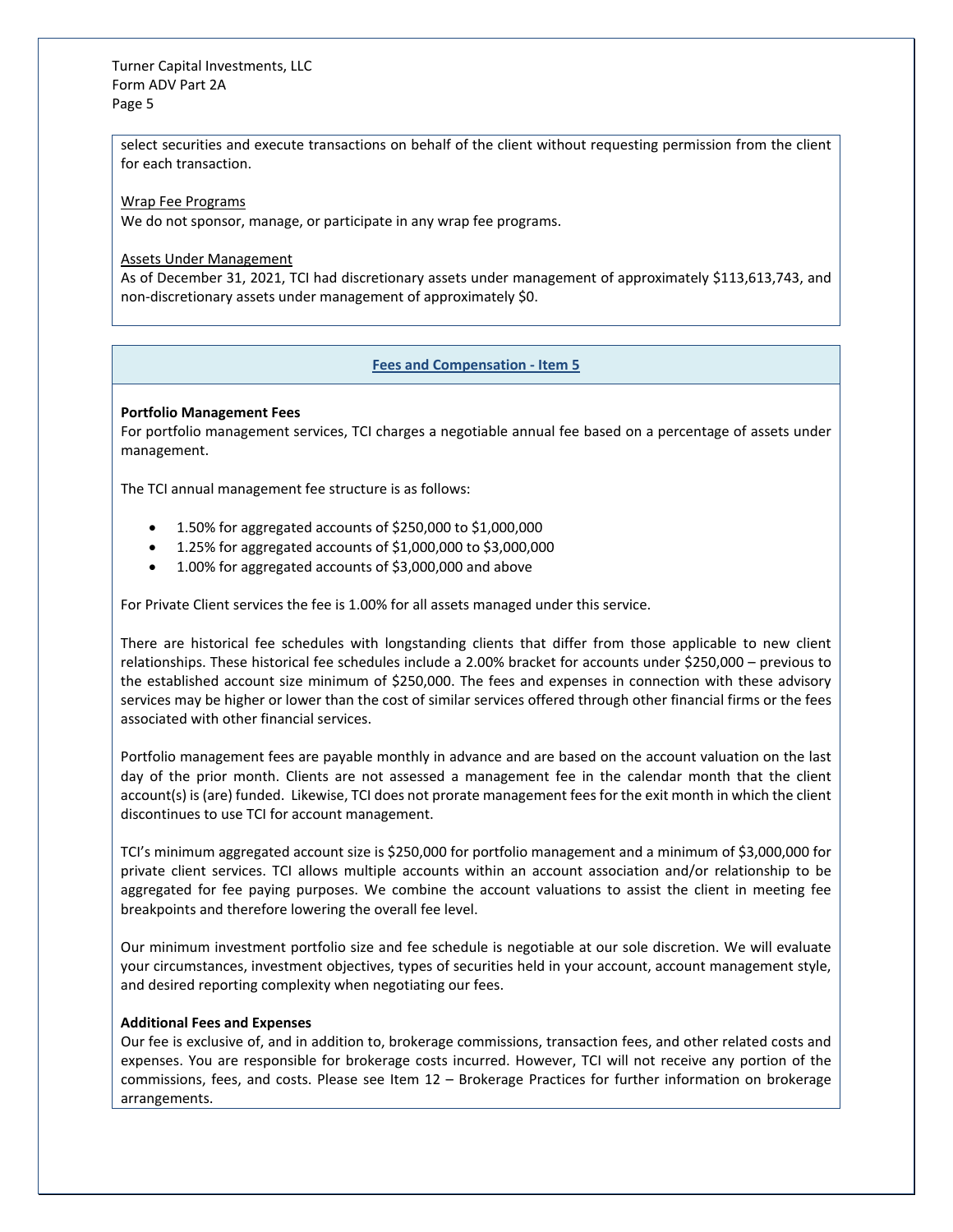select securities and execute transactions on behalf of the client without requesting permission from the client for each transaction.

Wrap Fee Programs

We do not sponsor, manage, or participate in any wrap fee programs.

Assets Under Management

As of December 31, 2021, TCI had discretionary assets under management of approximately $113,613,743, and non-discretionary assets under management of approximately $0.

## Fees and Compensation - Item 5

**Portfolio Management Fees**

For portfolio management services, TCI charges a negotiable annual fee based on a percentage of assets under management.

The TCI annual management fee structure is as follows:

- 1.50% for aggregated accounts of $250,000 to $1,000,000
- 1.25% for aggregated accounts of $1,000,000 to $3,000,000
- 1.00% for aggregated accounts of $3,000,000 and above

For Private Client services the fee is 1.00% for all assets managed under this service.

There are historical fee schedules with longstanding clients that differ from those applicable to new client relationships. These historical fee schedules include a 2.00% bracket for accounts under $250,000 – previous to the established account size minimum of $250,000. The fees and expenses in connection with these advisory services may be higher or lower than the cost of similar services offered through other financial firms or the fees associated with other financial services.

Portfolio management fees are payable monthly in advance and are based on the account valuation on the last day of the prior month. Clients are not assessed a management fee in the calendar month that the client account(s) is (are) funded. Likewise, TCI does not prorate management fees for the exit month in which the client discontinues to use TCI for account management.

TCI's minimum aggregated account size is $250,000 for portfolio management and a minimum of $3,000,000 for private client services. TCI allows multiple accounts within an account association and/or relationship to be aggregated for fee paying purposes. We combine the account valuations to assist the client in meeting fee breakpoints and therefore lowering the overall fee level.

Our minimum investment portfolio size and fee schedule is negotiable at our sole discretion. We will evaluate your circumstances, investment objectives, types of securities held in your account, account management style, and desired reporting complexity when negotiating our fees.

**Additional Fees and Expenses**

Our fee is exclusive of, and in addition to, brokerage commissions, transaction fees, and other related costs and expenses. You are responsible for brokerage costs incurred. However, TCI will not receive any portion of the commissions, fees, and costs. Please see Item 12 – Brokerage Practices for further information on brokerage arrangements.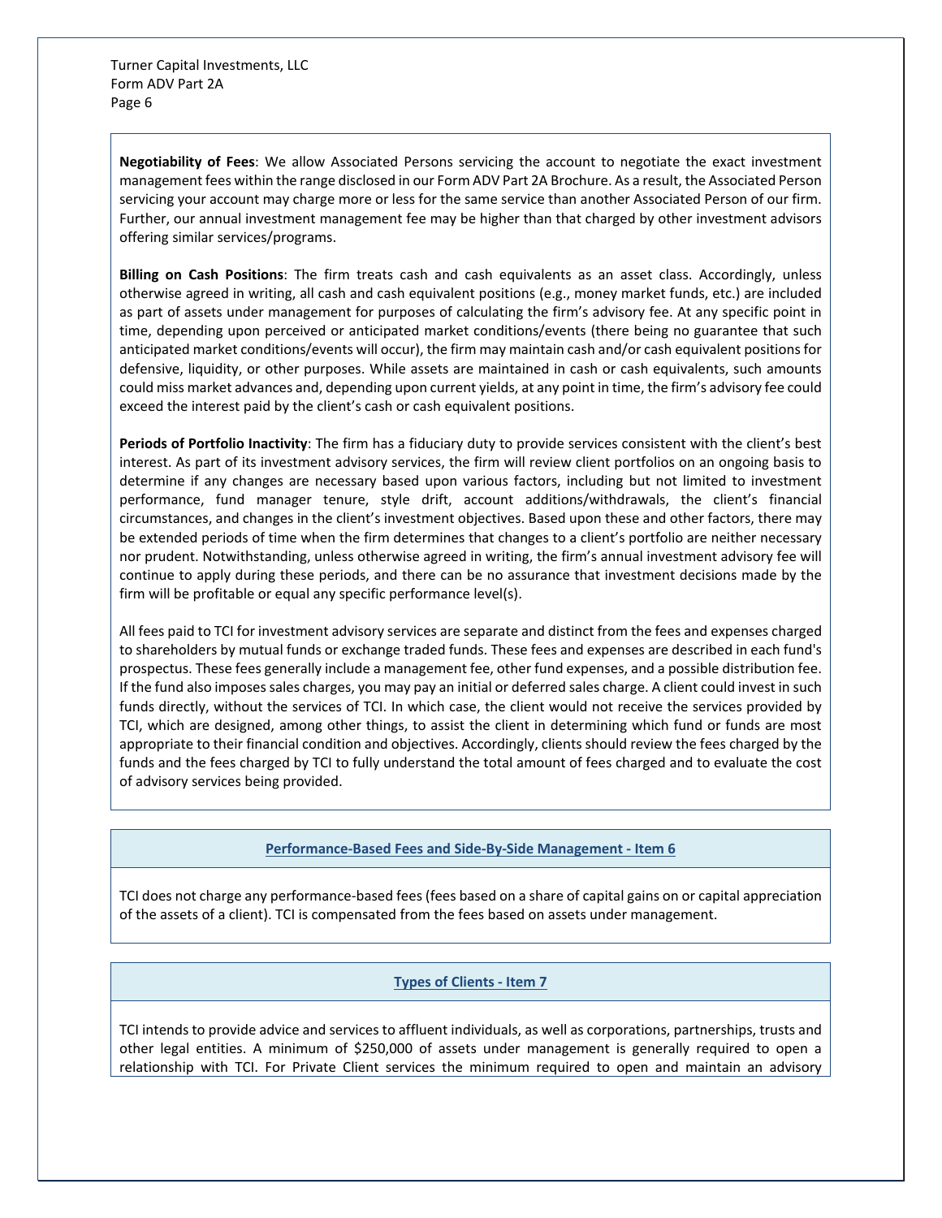**Negotiability of Fees**: We allow Associated Persons servicing the account to negotiate the exact investment management fees within the range disclosed in our Form ADV Part 2A Brochure. As a result, the Associated Person servicing your account may charge more or less for the same service than another Associated Person of our firm. Further, our annual investment management fee may be higher than that charged by other investment advisors offering similar services/programs.

**Billing on Cash Positions**: The firm treats cash and cash equivalents as an asset class. Accordingly, unless otherwise agreed in writing, all cash and cash equivalent positions (e.g., money market funds, etc.) are included as part of assets under management for purposes of calculating the firm's advisory fee. At any specific point in time, depending upon perceived or anticipated market conditions/events (there being no guarantee that such anticipated market conditions/events will occur), the firm may maintain cash and/or cash equivalent positions for defensive, liquidity, or other purposes. While assets are maintained in cash or cash equivalents, such amounts could miss market advances and, depending upon current yields, at any point in time, the firm's advisory fee could exceed the interest paid by the client's cash or cash equivalent positions.

**Periods of Portfolio Inactivity**: The firm has a fiduciary duty to provide services consistent with the client's best interest. As part of its investment advisory services, the firm will review client portfolios on an ongoing basis to determine if any changes are necessary based upon various factors, including but not limited to investment performance, fund manager tenure, style drift, account additions/withdrawals, the client's financial circumstances, and changes in the client's investment objectives. Based upon these and other factors, there may be extended periods of time when the firm determines that changes to a client's portfolio are neither necessary nor prudent. Notwithstanding, unless otherwise agreed in writing, the firm's annual investment advisory fee will continue to apply during these periods, and there can be no assurance that investment decisions made by the firm will be profitable or equal any specific performance level(s).

All fees paid to TCI for investment advisory services are separate and distinct from the fees and expenses charged to shareholders by mutual funds or exchange traded funds. These fees and expenses are described in each fund's prospectus. These fees generally include a management fee, other fund expenses, and a possible distribution fee. If the fund also imposes sales charges, you may pay an initial or deferred sales charge. A client could invest in such funds directly, without the services of TCI. In which case, the client would not receive the services provided by TCI, which are designed, among other things, to assist the client in determining which fund or funds are most appropriate to their financial condition and objectives. Accordingly, clients should review the fees charged by the funds and the fees charged by TCI to fully understand the total amount of fees charged and to evaluate the cost of advisory services being provided.

## Performance-Based Fees and Side-By-Side Management - Item 6

TCI does not charge any performance-based fees (fees based on a share of capital gains on or capital appreciation of the assets of a client). TCI is compensated from the fees based on assets under management.

## Types of Clients - Item 7

TCI intends to provide advice and services to affluent individuals, as well as corporations, partnerships, trusts and other legal entities. A minimum of $250,000 of assets under management is generally required to open a relationship with TCI. For Private Client services the minimum required to open and maintain an advisory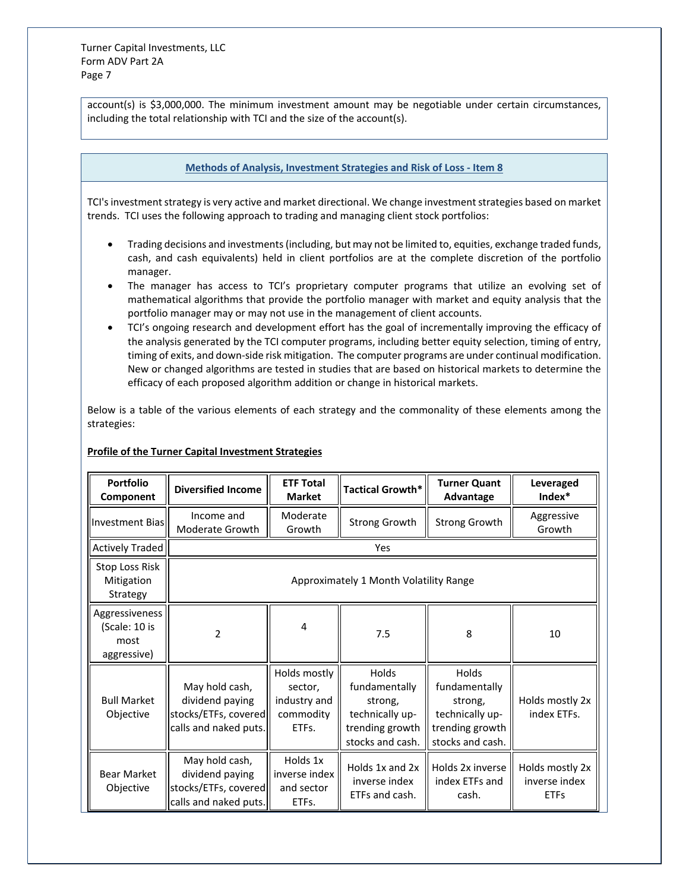account(s) is $3,000,000. The minimum investment amount may be negotiable under certain circumstances, including the total relationship with TCI and the size of the account(s).

## Methods of Analysis, Investment Strategies and Risk of Loss - Item 8

TCI's investment strategy is very active and market directional. We change investment strategies based on market trends. TCI uses the following approach to trading and managing client stock portfolios:

- Trading decisions and investments (including, but may not be limited to, equities, exchange traded funds, cash, and cash equivalents) held in client portfolios are at the complete discretion of the portfolio manager.
- The manager has access to TCI's proprietary computer programs that utilize an evolving set of mathematical algorithms that provide the portfolio manager with market and equity analysis that the portfolio manager may or may not use in the management of client accounts.
- TCI's ongoing research and development effort has the goal of incrementally improving the efficacy of the analysis generated by the TCI computer programs, including better equity selection, timing of entry, timing of exits, and down-side risk mitigation. The computer programs are under continual modification. New or changed algorithms are tested in studies that are based on historical markets to determine the efficacy of each proposed algorithm addition or change in historical markets.

Below is a table of the various elements of each strategy and the commonality of these elements among the strategies:

**Profile of the Turner Capital Investment Strategies**

| Portfolio Component | Diversified Income | ETF Total Market | Tactical Growth* | Turner Quant Advantage | Leveraged Index* |
|---|---|---|---|---|---|
| Investment Bias | Income and Moderate Growth | Moderate Growth | Strong Growth | Strong Growth | Aggressive Growth |
| Actively Traded | Yes | | | | |
| Stop Loss Risk Mitigation Strategy | Approximately 1 Month Volatility Range | | | | |
| Aggressiveness (Scale: 10 is most aggressive) | 2 | 4 | 7.5 | 8 | 10 |
| Bull Market Objective | May hold cash, dividend paying stocks/ETFs, covered calls and naked puts. | Holds mostly sector, industry and commodity ETFs. | Holds fundamentally strong, technically up-trending growth stocks and cash. | Holds fundamentally strong, technically up-trending growth stocks and cash. | Holds mostly 2x index ETFs. |
| Bear Market Objective | May hold cash, dividend paying stocks/ETFs, covered calls and naked puts. | Holds 1x inverse index and sector ETFs. | Holds 1x and 2x inverse index ETFs and cash. | Holds 2x inverse index ETFs and cash. | Holds mostly 2x inverse index ETFs |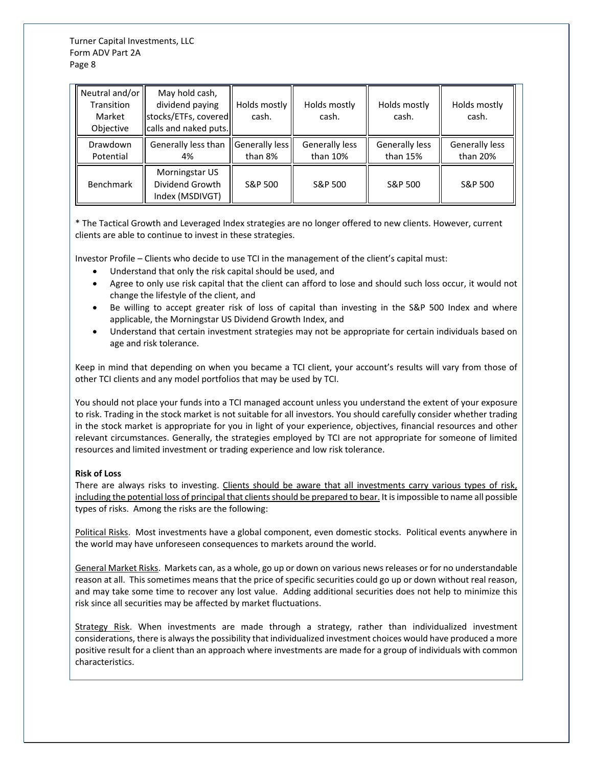| Neutral and/or Transition Market Objective | May hold cash, dividend paying stocks/ETFs, covered calls and naked puts. | Holds mostly cash. | Holds mostly cash. | Holds mostly cash. | Holds mostly cash. |
|---|---|---|---|---|---|
| Drawdown Potential | Generally less than 4% | Generally less than 8% | Generally less than 10% | Generally less than 15% | Generally less than 20% |
| Benchmark | Morningstar US Dividend Growth Index (MSDIVGT) | S&P 500 | S&P 500 | S&P 500 | S&P 500 |

* The Tactical Growth and Leveraged Index strategies are no longer offered to new clients. However, current clients are able to continue to invest in these strategies.

Investor Profile – Clients who decide to use TCI in the management of the client's capital must:

- Understand that only the risk capital should be used, and
- Agree to only use risk capital that the client can afford to lose and should such loss occur, it would not change the lifestyle of the client, and
- Be willing to accept greater risk of loss of capital than investing in the S&P 500 Index and where applicable, the Morningstar US Dividend Growth Index, and
- Understand that certain investment strategies may not be appropriate for certain individuals based on age and risk tolerance.

Keep in mind that depending on when you became a TCI client, your account's results will vary from those of other TCI clients and any model portfolios that may be used by TCI.

You should not place your funds into a TCI managed account unless you understand the extent of your exposure to risk. Trading in the stock market is not suitable for all investors. You should carefully consider whether trading in the stock market is appropriate for you in light of your experience, objectives, financial resources and other relevant circumstances. Generally, the strategies employed by TCI are not appropriate for someone of limited resources and limited investment or trading experience and low risk tolerance.

**Risk of Loss**

There are always risks to investing. Clients should be aware that all investments carry various types of risk, including the potential loss of principal that clients should be prepared to bear. It is impossible to name all possible types of risks. Among the risks are the following:

Political Risks. Most investments have a global component, even domestic stocks. Political events anywhere in the world may have unforeseen consequences to markets around the world.

General Market Risks. Markets can, as a whole, go up or down on various news releases or for no understandable reason at all. This sometimes means that the price of specific securities could go up or down without real reason, and may take some time to recover any lost value. Adding additional securities does not help to minimize this risk since all securities may be affected by market fluctuations.

Strategy Risk. When investments are made through a strategy, rather than individualized investment considerations, there is always the possibility that individualized investment choices would have produced a more positive result for a client than an approach where investments are made for a group of individuals with common characteristics.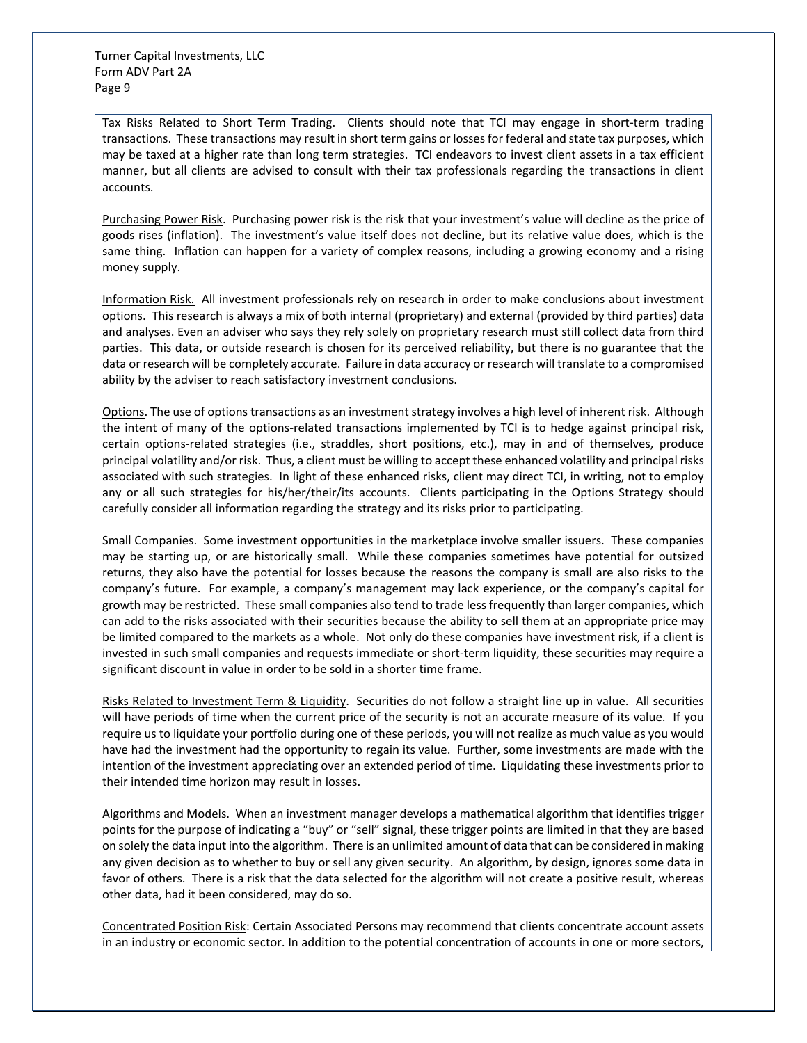Tax Risks Related to Short Term Trading. Clients should note that TCI may engage in short-term trading transactions. These transactions may result in short term gains or losses for federal and state tax purposes, which may be taxed at a higher rate than long term strategies. TCI endeavors to invest client assets in a tax efficient manner, but all clients are advised to consult with their tax professionals regarding the transactions in client accounts.

Purchasing Power Risk. Purchasing power risk is the risk that your investment's value will decline as the price of goods rises (inflation). The investment's value itself does not decline, but its relative value does, which is the same thing. Inflation can happen for a variety of complex reasons, including a growing economy and a rising money supply.

Information Risk. All investment professionals rely on research in order to make conclusions about investment options. This research is always a mix of both internal (proprietary) and external (provided by third parties) data and analyses. Even an adviser who says they rely solely on proprietary research must still collect data from third parties. This data, or outside research is chosen for its perceived reliability, but there is no guarantee that the data or research will be completely accurate. Failure in data accuracy or research will translate to a compromised ability by the adviser to reach satisfactory investment conclusions.

Options. The use of options transactions as an investment strategy involves a high level of inherent risk. Although the intent of many of the options-related transactions implemented by TCI is to hedge against principal risk, certain options-related strategies (i.e., straddles, short positions, etc.), may in and of themselves, produce principal volatility and/or risk. Thus, a client must be willing to accept these enhanced volatility and principal risks associated with such strategies. In light of these enhanced risks, client may direct TCI, in writing, not to employ any or all such strategies for his/her/their/its accounts. Clients participating in the Options Strategy should carefully consider all information regarding the strategy and its risks prior to participating.

Small Companies. Some investment opportunities in the marketplace involve smaller issuers. These companies may be starting up, or are historically small. While these companies sometimes have potential for outsized returns, they also have the potential for losses because the reasons the company is small are also risks to the company's future. For example, a company's management may lack experience, or the company's capital for growth may be restricted. These small companies also tend to trade less frequently than larger companies, which can add to the risks associated with their securities because the ability to sell them at an appropriate price may be limited compared to the markets as a whole. Not only do these companies have investment risk, if a client is invested in such small companies and requests immediate or short-term liquidity, these securities may require a significant discount in value in order to be sold in a shorter time frame.

Risks Related to Investment Term & Liquidity. Securities do not follow a straight line up in value. All securities will have periods of time when the current price of the security is not an accurate measure of its value. If you require us to liquidate your portfolio during one of these periods, you will not realize as much value as you would have had the investment had the opportunity to regain its value. Further, some investments are made with the intention of the investment appreciating over an extended period of time. Liquidating these investments prior to their intended time horizon may result in losses.

Algorithms and Models. When an investment manager develops a mathematical algorithm that identifies trigger points for the purpose of indicating a "buy" or "sell" signal, these trigger points are limited in that they are based on solely the data input into the algorithm. There is an unlimited amount of data that can be considered in making any given decision as to whether to buy or sell any given security. An algorithm, by design, ignores some data in favor of others. There is a risk that the data selected for the algorithm will not create a positive result, whereas other data, had it been considered, may do so.

Concentrated Position Risk: Certain Associated Persons may recommend that clients concentrate account assets in an industry or economic sector. In addition to the potential concentration of accounts in one or more sectors,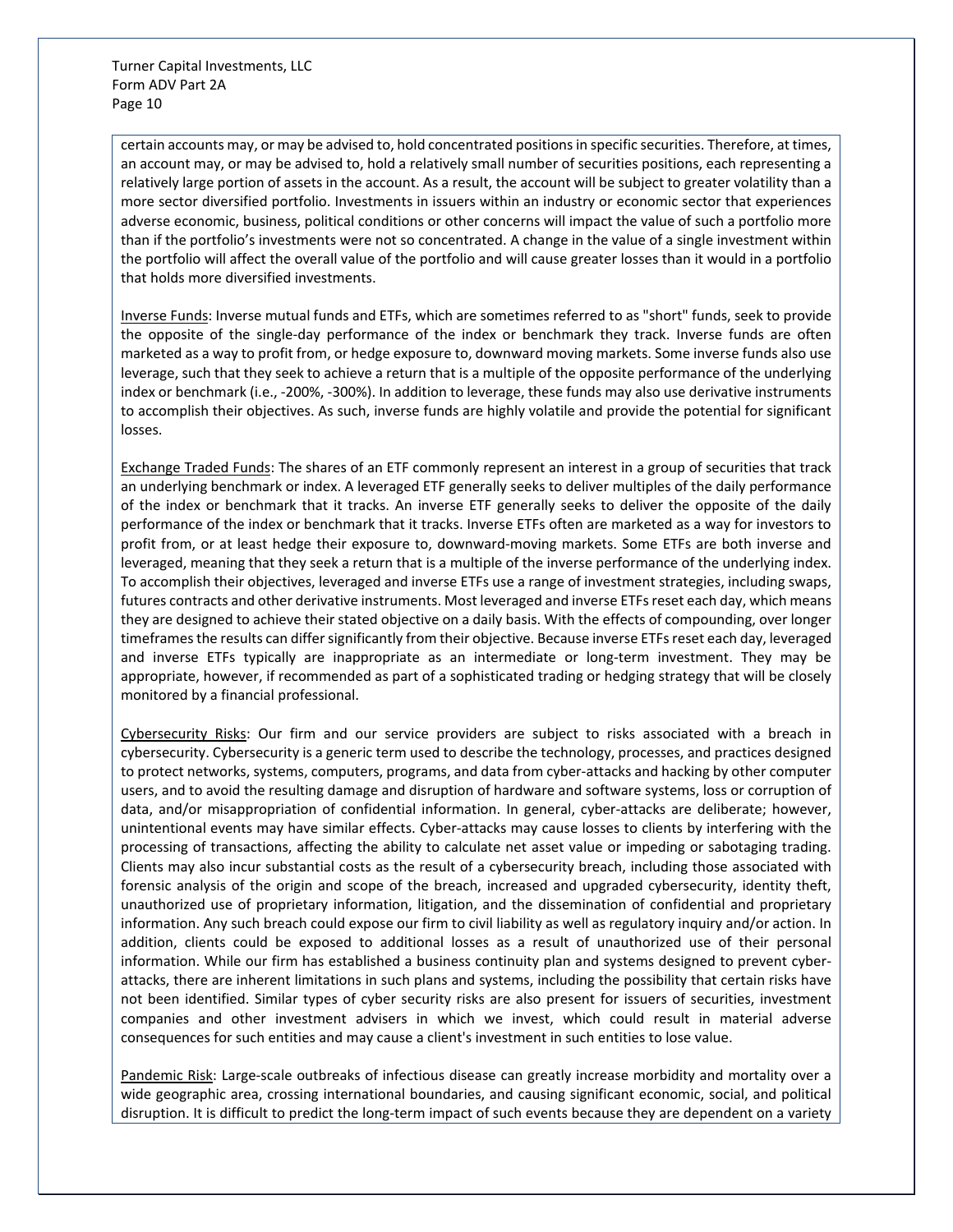certain accounts may, or may be advised to, hold concentrated positions in specific securities. Therefore, at times, an account may, or may be advised to, hold a relatively small number of securities positions, each representing a relatively large portion of assets in the account. As a result, the account will be subject to greater volatility than a more sector diversified portfolio. Investments in issuers within an industry or economic sector that experiences adverse economic, business, political conditions or other concerns will impact the value of such a portfolio more than if the portfolio's investments were not so concentrated. A change in the value of a single investment within the portfolio will affect the overall value of the portfolio and will cause greater losses than it would in a portfolio that holds more diversified investments.

Inverse Funds: Inverse mutual funds and ETFs, which are sometimes referred to as "short" funds, seek to provide the opposite of the single-day performance of the index or benchmark they track. Inverse funds are often marketed as a way to profit from, or hedge exposure to, downward moving markets. Some inverse funds also use leverage, such that they seek to achieve a return that is a multiple of the opposite performance of the underlying index or benchmark (i.e., -200%, -300%). In addition to leverage, these funds may also use derivative instruments to accomplish their objectives. As such, inverse funds are highly volatile and provide the potential for significant losses.

Exchange Traded Funds: The shares of an ETF commonly represent an interest in a group of securities that track an underlying benchmark or index. A leveraged ETF generally seeks to deliver multiples of the daily performance of the index or benchmark that it tracks. An inverse ETF generally seeks to deliver the opposite of the daily performance of the index or benchmark that it tracks. Inverse ETFs often are marketed as a way for investors to profit from, or at least hedge their exposure to, downward-moving markets. Some ETFs are both inverse and leveraged, meaning that they seek a return that is a multiple of the inverse performance of the underlying index. To accomplish their objectives, leveraged and inverse ETFs use a range of investment strategies, including swaps, futures contracts and other derivative instruments. Most leveraged and inverse ETFs reset each day, which means they are designed to achieve their stated objective on a daily basis. With the effects of compounding, over longer timeframes the results can differ significantly from their objective. Because inverse ETFs reset each day, leveraged and inverse ETFs typically are inappropriate as an intermediate or long-term investment. They may be appropriate, however, if recommended as part of a sophisticated trading or hedging strategy that will be closely monitored by a financial professional.

Cybersecurity Risks: Our firm and our service providers are subject to risks associated with a breach in cybersecurity. Cybersecurity is a generic term used to describe the technology, processes, and practices designed to protect networks, systems, computers, programs, and data from cyber-attacks and hacking by other computer users, and to avoid the resulting damage and disruption of hardware and software systems, loss or corruption of data, and/or misappropriation of confidential information. In general, cyber-attacks are deliberate; however, unintentional events may have similar effects. Cyber-attacks may cause losses to clients by interfering with the processing of transactions, affecting the ability to calculate net asset value or impeding or sabotaging trading. Clients may also incur substantial costs as the result of a cybersecurity breach, including those associated with forensic analysis of the origin and scope of the breach, increased and upgraded cybersecurity, identity theft, unauthorized use of proprietary information, litigation, and the dissemination of confidential and proprietary information. Any such breach could expose our firm to civil liability as well as regulatory inquiry and/or action. In addition, clients could be exposed to additional losses as a result of unauthorized use of their personal information. While our firm has established a business continuity plan and systems designed to prevent cyber-attacks, there are inherent limitations in such plans and systems, including the possibility that certain risks have not been identified. Similar types of cyber security risks are also present for issuers of securities, investment companies and other investment advisers in which we invest, which could result in material adverse consequences for such entities and may cause a client's investment in such entities to lose value.

Pandemic Risk: Large-scale outbreaks of infectious disease can greatly increase morbidity and mortality over a wide geographic area, crossing international boundaries, and causing significant economic, social, and political disruption. It is difficult to predict the long-term impact of such events because they are dependent on a variety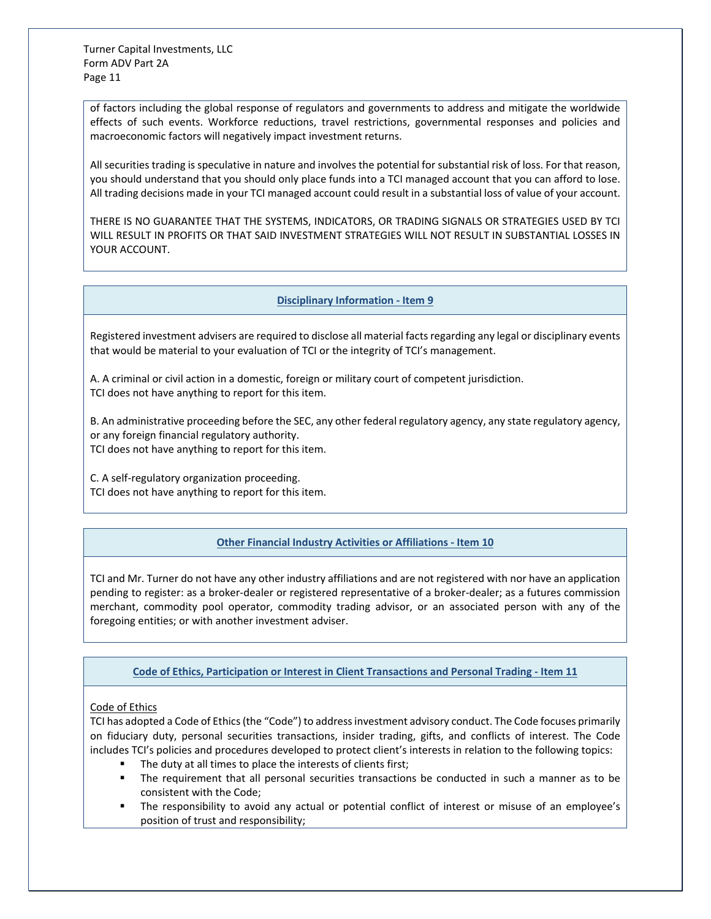of factors including the global response of regulators and governments to address and mitigate the worldwide effects of such events. Workforce reductions, travel restrictions, governmental responses and policies and macroeconomic factors will negatively impact investment returns.

All securities trading is speculative in nature and involves the potential for substantial risk of loss. For that reason, you should understand that you should only place funds into a TCI managed account that you can afford to lose. All trading decisions made in your TCI managed account could result in a substantial loss of value of your account.

THERE IS NO GUARANTEE THAT THE SYSTEMS, INDICATORS, OR TRADING SIGNALS OR STRATEGIES USED BY TCI WILL RESULT IN PROFITS OR THAT SAID INVESTMENT STRATEGIES WILL NOT RESULT IN SUBSTANTIAL LOSSES IN YOUR ACCOUNT.

## Disciplinary Information - Item 9

Registered investment advisers are required to disclose all material facts regarding any legal or disciplinary events that would be material to your evaluation of TCI or the integrity of TCI's management.

A. A criminal or civil action in a domestic, foreign or military court of competent jurisdiction.
TCI does not have anything to report for this item.

B. An administrative proceeding before the SEC, any other federal regulatory agency, any state regulatory agency, or any foreign financial regulatory authority.
TCI does not have anything to report for this item.

C. A self-regulatory organization proceeding.
TCI does not have anything to report for this item.

## Other Financial Industry Activities or Affiliations - Item 10

TCI and Mr. Turner do not have any other industry affiliations and are not registered with nor have an application pending to register: as a broker-dealer or registered representative of a broker-dealer; as a futures commission merchant, commodity pool operator, commodity trading advisor, or an associated person with any of the foregoing entities; or with another investment adviser.

## Code of Ethics, Participation or Interest in Client Transactions and Personal Trading - Item 11

Code of Ethics

TCI has adopted a Code of Ethics (the "Code") to address investment advisory conduct. The Code focuses primarily on fiduciary duty, personal securities transactions, insider trading, gifts, and conflicts of interest. The Code includes TCI's policies and procedures developed to protect client's interests in relation to the following topics:

- The duty at all times to place the interests of clients first;
- The requirement that all personal securities transactions be conducted in such a manner as to be consistent with the Code;
- The responsibility to avoid any actual or potential conflict of interest or misuse of an employee's position of trust and responsibility;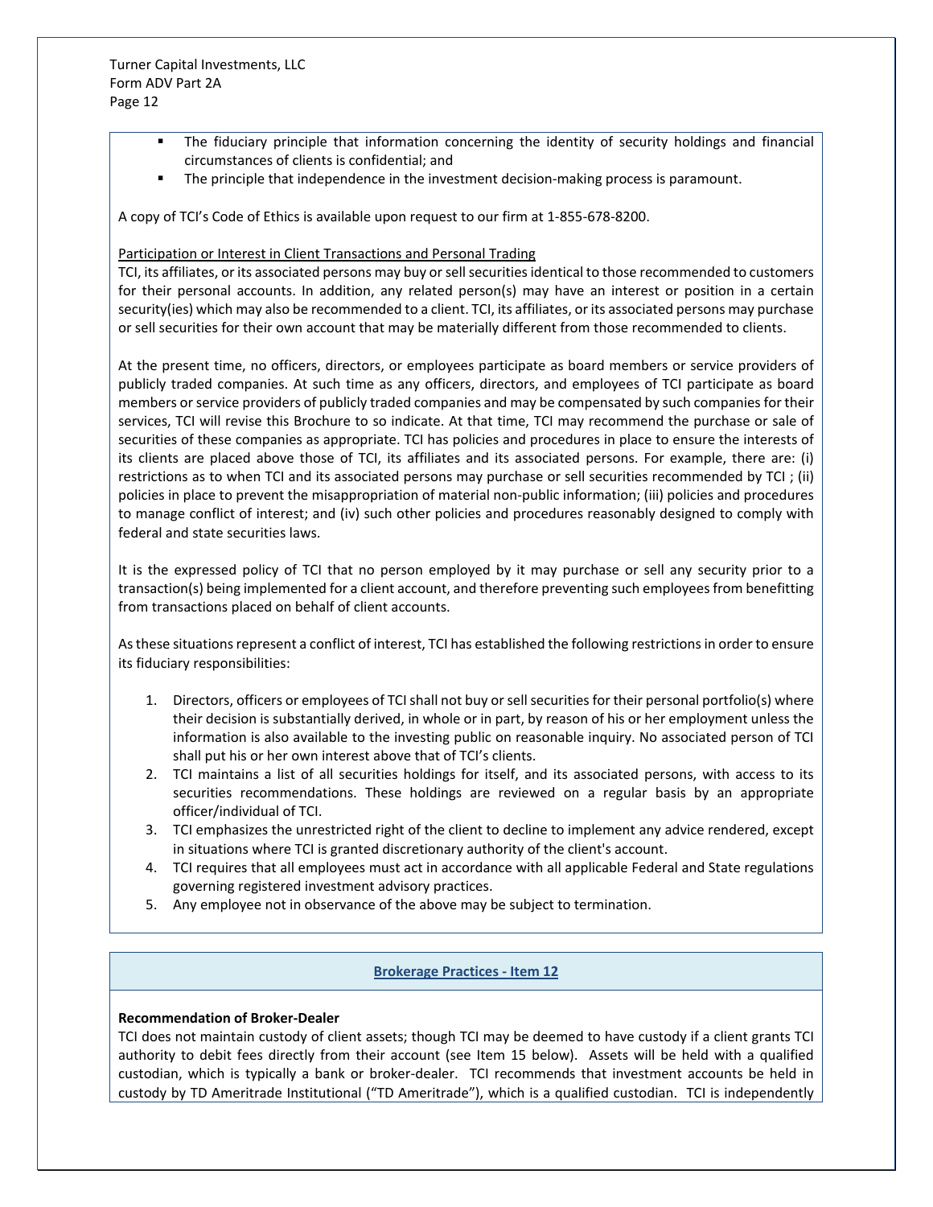- The fiduciary principle that information concerning the identity of security holdings and financial circumstances of clients is confidential; and
- The principle that independence in the investment decision-making process is paramount.

A copy of TCI's Code of Ethics is available upon request to our firm at 1-855-678-8200.

Participation or Interest in Client Transactions and Personal Trading

TCI, its affiliates, or its associated persons may buy or sell securities identical to those recommended to customers for their personal accounts. In addition, any related person(s) may have an interest or position in a certain security(ies) which may also be recommended to a client. TCI, its affiliates, or its associated persons may purchase or sell securities for their own account that may be materially different from those recommended to clients.

At the present time, no officers, directors, or employees participate as board members or service providers of publicly traded companies. At such time as any officers, directors, and employees of TCI participate as board members or service providers of publicly traded companies and may be compensated by such companies for their services, TCI will revise this Brochure to so indicate. At that time, TCI may recommend the purchase or sale of securities of these companies as appropriate. TCI has policies and procedures in place to ensure the interests of its clients are placed above those of TCI, its affiliates and its associated persons. For example, there are: (i) restrictions as to when TCI and its associated persons may purchase or sell securities recommended by TCI ; (ii) policies in place to prevent the misappropriation of material non-public information; (iii) policies and procedures to manage conflict of interest; and (iv) such other policies and procedures reasonably designed to comply with federal and state securities laws.

It is the expressed policy of TCI that no person employed by it may purchase or sell any security prior to a transaction(s) being implemented for a client account, and therefore preventing such employees from benefitting from transactions placed on behalf of client accounts.

As these situations represent a conflict of interest, TCI has established the following restrictions in order to ensure its fiduciary responsibilities:

1. Directors, officers or employees of TCI shall not buy or sell securities for their personal portfolio(s) where their decision is substantially derived, in whole or in part, by reason of his or her employment unless the information is also available to the investing public on reasonable inquiry. No associated person of TCI shall put his or her own interest above that of TCI's clients.
2. TCI maintains a list of all securities holdings for itself, and its associated persons, with access to its securities recommendations. These holdings are reviewed on a regular basis by an appropriate officer/individual of TCI.
3. TCI emphasizes the unrestricted right of the client to decline to implement any advice rendered, except in situations where TCI is granted discretionary authority of the client's account.
4. TCI requires that all employees must act in accordance with all applicable Federal and State regulations governing registered investment advisory practices.
5. Any employee not in observance of the above may be subject to termination.

## Brokerage Practices - Item 12

**Recommendation of Broker-Dealer**

TCI does not maintain custody of client assets; though TCI may be deemed to have custody if a client grants TCI authority to debit fees directly from their account (see Item 15 below). Assets will be held with a qualified custodian, which is typically a bank or broker-dealer. TCI recommends that investment accounts be held in custody by TD Ameritrade Institutional ("TD Ameritrade"), which is a qualified custodian. TCI is independently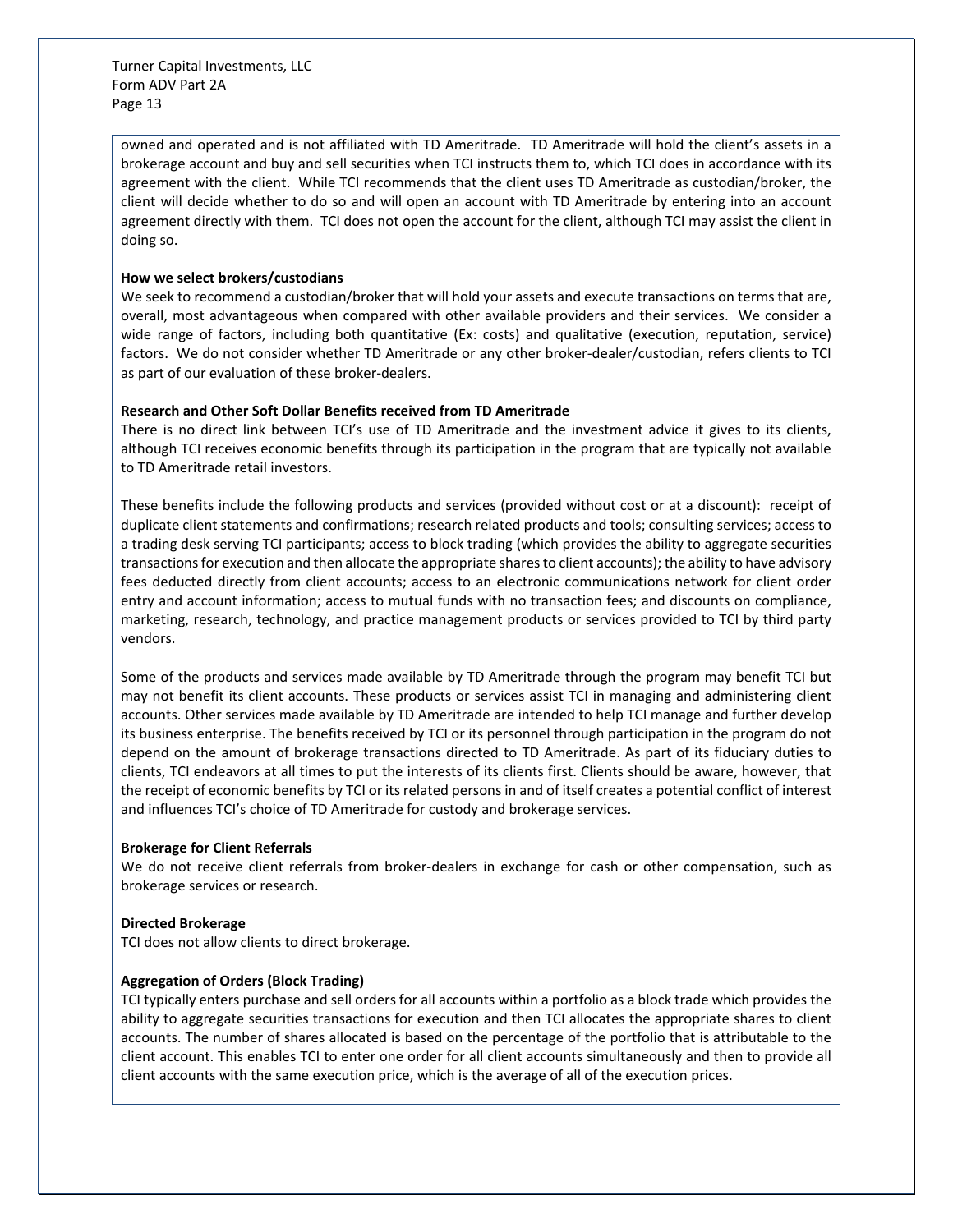owned and operated and is not affiliated with TD Ameritrade. TD Ameritrade will hold the client's assets in a brokerage account and buy and sell securities when TCI instructs them to, which TCI does in accordance with its agreement with the client. While TCI recommends that the client uses TD Ameritrade as custodian/broker, the client will decide whether to do so and will open an account with TD Ameritrade by entering into an account agreement directly with them. TCI does not open the account for the client, although TCI may assist the client in doing so.

**How we select brokers/custodians**

We seek to recommend a custodian/broker that will hold your assets and execute transactions on terms that are, overall, most advantageous when compared with other available providers and their services. We consider a wide range of factors, including both quantitative (Ex: costs) and qualitative (execution, reputation, service) factors. We do not consider whether TD Ameritrade or any other broker-dealer/custodian, refers clients to TCI as part of our evaluation of these broker-dealers.

**Research and Other Soft Dollar Benefits received from TD Ameritrade**

There is no direct link between TCI's use of TD Ameritrade and the investment advice it gives to its clients, although TCI receives economic benefits through its participation in the program that are typically not available to TD Ameritrade retail investors.

These benefits include the following products and services (provided without cost or at a discount): receipt of duplicate client statements and confirmations; research related products and tools; consulting services; access to a trading desk serving TCI participants; access to block trading (which provides the ability to aggregate securities transactions for execution and then allocate the appropriate shares to client accounts); the ability to have advisory fees deducted directly from client accounts; access to an electronic communications network for client order entry and account information; access to mutual funds with no transaction fees; and discounts on compliance, marketing, research, technology, and practice management products or services provided to TCI by third party vendors.

Some of the products and services made available by TD Ameritrade through the program may benefit TCI but may not benefit its client accounts. These products or services assist TCI in managing and administering client accounts. Other services made available by TD Ameritrade are intended to help TCI manage and further develop its business enterprise. The benefits received by TCI or its personnel through participation in the program do not depend on the amount of brokerage transactions directed to TD Ameritrade. As part of its fiduciary duties to clients, TCI endeavors at all times to put the interests of its clients first. Clients should be aware, however, that the receipt of economic benefits by TCI or its related persons in and of itself creates a potential conflict of interest and influences TCI's choice of TD Ameritrade for custody and brokerage services.

**Brokerage for Client Referrals**

We do not receive client referrals from broker-dealers in exchange for cash or other compensation, such as brokerage services or research.

**Directed Brokerage**

TCI does not allow clients to direct brokerage.

**Aggregation of Orders (Block Trading)**

TCI typically enters purchase and sell orders for all accounts within a portfolio as a block trade which provides the ability to aggregate securities transactions for execution and then TCI allocates the appropriate shares to client accounts. The number of shares allocated is based on the percentage of the portfolio that is attributable to the client account. This enables TCI to enter one order for all client accounts simultaneously and then to provide all client accounts with the same execution price, which is the average of all of the execution prices.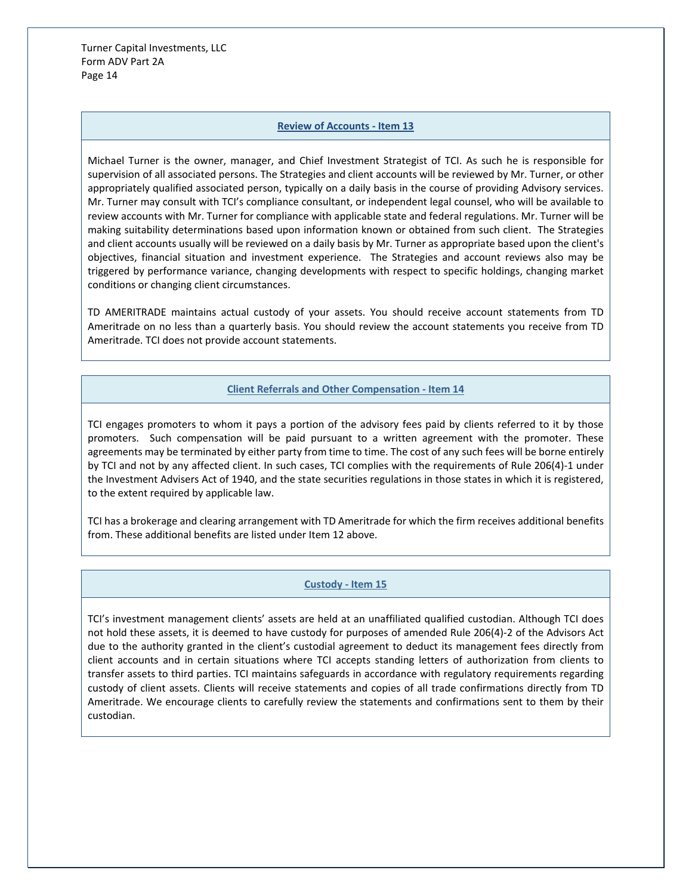## Review of Accounts - Item 13

Michael Turner is the owner, manager, and Chief Investment Strategist of TCI. As such he is responsible for supervision of all associated persons. The Strategies and client accounts will be reviewed by Mr. Turner, or other appropriately qualified associated person, typically on a daily basis in the course of providing Advisory services. Mr. Turner may consult with TCI's compliance consultant, or independent legal counsel, who will be available to review accounts with Mr. Turner for compliance with applicable state and federal regulations. Mr. Turner will be making suitability determinations based upon information known or obtained from such client. The Strategies and client accounts usually will be reviewed on a daily basis by Mr. Turner as appropriate based upon the client's objectives, financial situation and investment experience. The Strategies and account reviews also may be triggered by performance variance, changing developments with respect to specific holdings, changing market conditions or changing client circumstances.

TD AMERITRADE maintains actual custody of your assets. You should receive account statements from TD Ameritrade on no less than a quarterly basis. You should review the account statements you receive from TD Ameritrade. TCI does not provide account statements.

## Client Referrals and Other Compensation - Item 14

TCI engages promoters to whom it pays a portion of the advisory fees paid by clients referred to it by those promoters. Such compensation will be paid pursuant to a written agreement with the promoter. These agreements may be terminated by either party from time to time. The cost of any such fees will be borne entirely by TCI and not by any affected client. In such cases, TCI complies with the requirements of Rule 206(4)-1 under the Investment Advisers Act of 1940, and the state securities regulations in those states in which it is registered, to the extent required by applicable law.

TCI has a brokerage and clearing arrangement with TD Ameritrade for which the firm receives additional benefits from. These additional benefits are listed under Item 12 above.

## Custody - Item 15

TCI's investment management clients' assets are held at an unaffiliated qualified custodian. Although TCI does not hold these assets, it is deemed to have custody for purposes of amended Rule 206(4)-2 of the Advisors Act due to the authority granted in the client's custodial agreement to deduct its management fees directly from client accounts and in certain situations where TCI accepts standing letters of authorization from clients to transfer assets to third parties. TCI maintains safeguards in accordance with regulatory requirements regarding custody of client assets. Clients will receive statements and copies of all trade confirmations directly from TD Ameritrade. We encourage clients to carefully review the statements and confirmations sent to them by their custodian.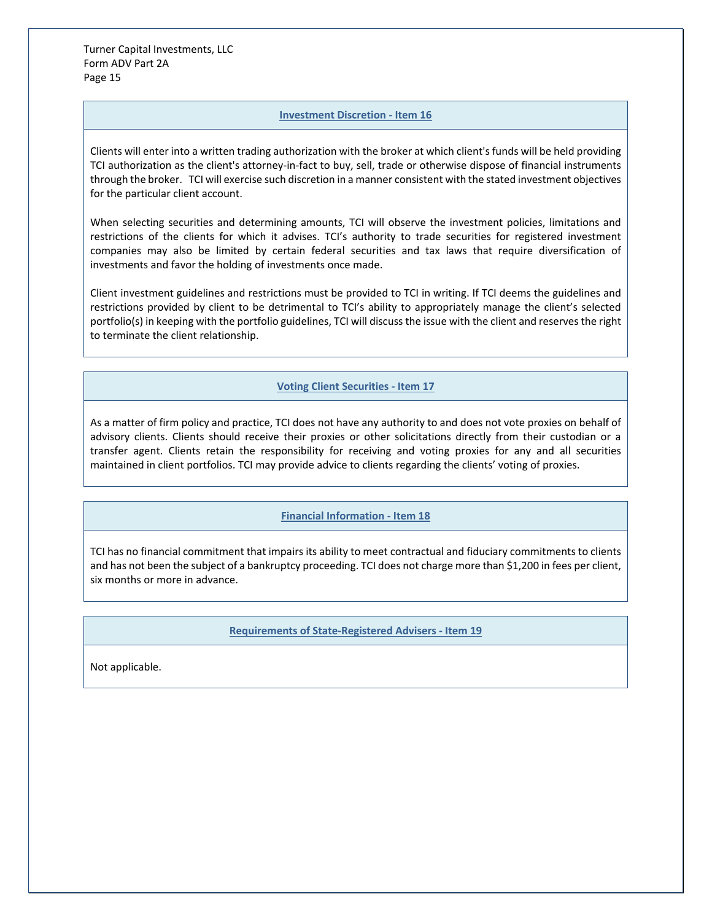## Investment Discretion - Item 16

Clients will enter into a written trading authorization with the broker at which client's funds will be held providing TCI authorization as the client's attorney-in-fact to buy, sell, trade or otherwise dispose of financial instruments through the broker. TCI will exercise such discretion in a manner consistent with the stated investment objectives for the particular client account.

When selecting securities and determining amounts, TCI will observe the investment policies, limitations and restrictions of the clients for which it advises. TCI's authority to trade securities for registered investment companies may also be limited by certain federal securities and tax laws that require diversification of investments and favor the holding of investments once made.

Client investment guidelines and restrictions must be provided to TCI in writing. If TCI deems the guidelines and restrictions provided by client to be detrimental to TCI's ability to appropriately manage the client's selected portfolio(s) in keeping with the portfolio guidelines, TCI will discuss the issue with the client and reserves the right to terminate the client relationship.

## Voting Client Securities - Item 17

As a matter of firm policy and practice, TCI does not have any authority to and does not vote proxies on behalf of advisory clients. Clients should receive their proxies or other solicitations directly from their custodian or a transfer agent. Clients retain the responsibility for receiving and voting proxies for any and all securities maintained in client portfolios. TCI may provide advice to clients regarding the clients' voting of proxies.

## Financial Information - Item 18

TCI has no financial commitment that impairs its ability to meet contractual and fiduciary commitments to clients and has not been the subject of a bankruptcy proceeding. TCI does not charge more than $1,200 in fees per client, six months or more in advance.

## Requirements of State-Registered Advisers - Item 19

Not applicable.